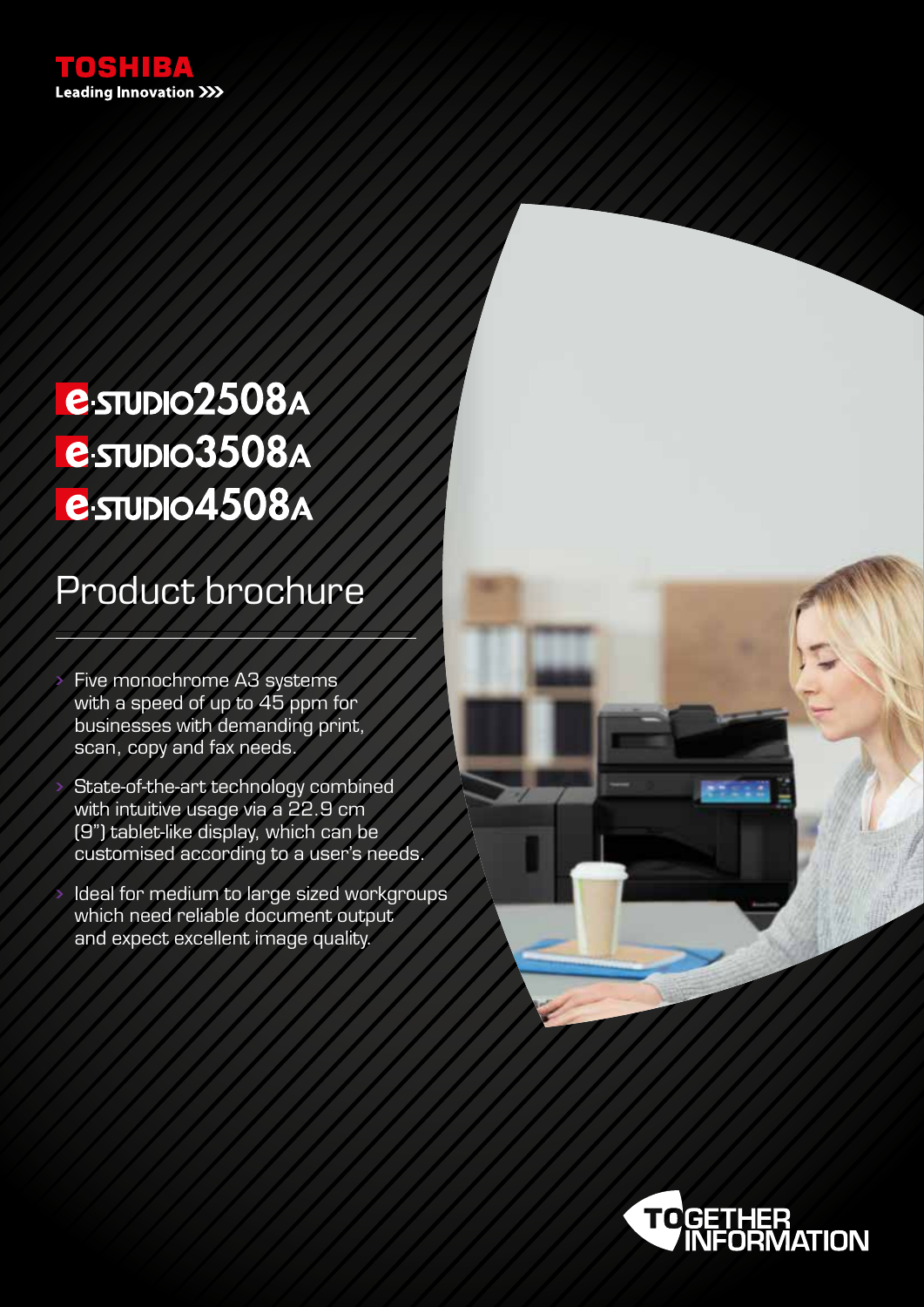TOSHIBA

Leading Innovation >>>

# e-STUDIO2508A
# e-STUDIO3508A
# e-STUDIO4508A

## Product brochure

- Five monochrome A3 systems with a speed of up to 45 ppm for businesses with demanding print, scan, copy and fax needs.
- State-of-the-art technology combined with intuitive usage via a 22.9 cm (9") tablet-like display, which can be customised according to a user's needs.
- Ideal for medium to large sized workgroups which need reliable document output and expect excellent image quality.

TOGETHER INFORMATION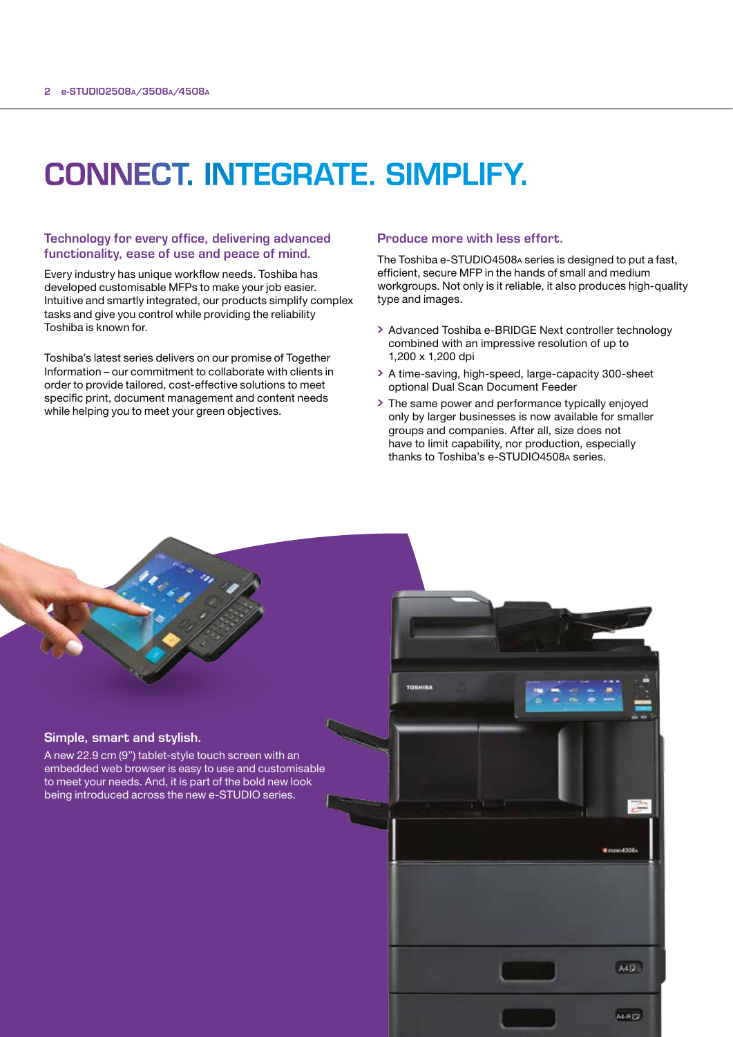# CONNECT. INTEGRATE. SIMPLIFY.

## Technology for every office, delivering advanced functionality, ease of use and peace of mind.

Every industry has unique workflow needs. Toshiba has developed customisable MFPs to make your job easier. Intuitive and smartly integrated, our products simplify complex tasks and give you control while providing the reliability Toshiba is known for.

Toshiba's latest series delivers on our promise of Together Information – our commitment to collaborate with clients in order to provide tailored, cost-effective solutions to meet specific print, document management and content needs while helping you to meet your green objectives.

## Produce more with less effort.

The Toshiba e-STUDIO4508A series is designed to put a fast, efficient, secure MFP in the hands of small and medium workgroups. Not only is it reliable, it also produces high-quality type and images.

- Advanced Toshiba e-BRIDGE Next controller technology combined with an impressive resolution of up to 1,200 x 1,200 dpi
- A time-saving, high-speed, large-capacity 300-sheet optional Dual Scan Document Feeder
- The same power and performance typically enjoyed only by larger businesses is now available for smaller groups and companies. After all, size does not have to limit capability, nor production, especially thanks to Toshiba's e-STUDIO4508A series.

## Simple, smart and stylish.

A new 22.9 cm (9") tablet-style touch screen with an embedded web browser is easy to use and customisable to meet your needs. And, it is part of the bold new look being introduced across the new e-STUDIO series.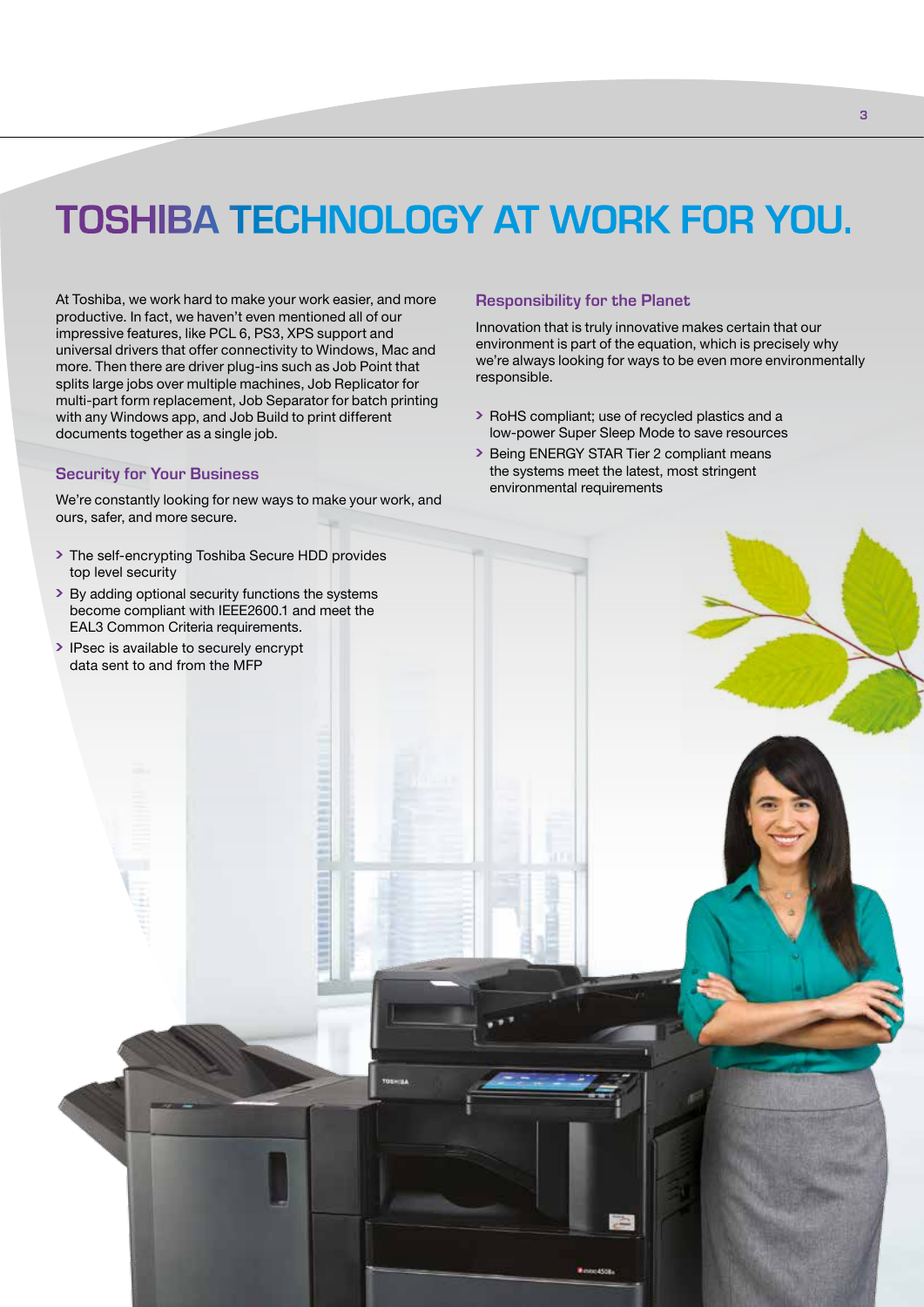# TOSHIBA TECHNOLOGY AT WORK FOR YOU.

At Toshiba, we work hard to make your work easier, and more productive. In fact, we haven't even mentioned all of our impressive features, like PCL 6, PS3, XPS support and universal drivers that offer connectivity to Windows, Mac and more. Then there are driver plug-ins such as Job Point that splits large jobs over multiple machines, Job Replicator for multi-part form replacement, Job Separator for batch printing with any Windows app, and Job Build to print different documents together as a single job.

### Security for Your Business

We're constantly looking for new ways to make your work, and ours, safer, and more secure.

- The self-encrypting Toshiba Secure HDD provides top level security
- By adding optional security functions the systems become compliant with IEEE2600.1 and meet the EAL3 Common Criteria requirements.
- IPsec is available to securely encrypt data sent to and from the MFP

### Responsibility for the Planet

Innovation that is truly innovative makes certain that our environment is part of the equation, which is precisely why we're always looking for ways to be even more environmentally responsible.

- RoHS compliant; use of recycled plastics and a low-power Super Sleep Mode to save resources
- Being ENERGY STAR Tier 2 compliant means the systems meet the latest, most stringent environmental requirements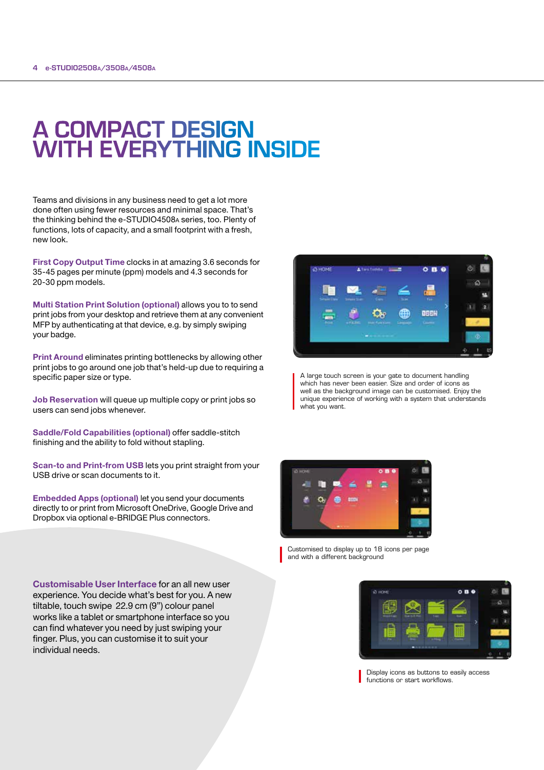# A COMPACT DESIGN WITH EVERYTHING INSIDE

Teams and divisions in any business need to get a lot more done often using fewer resources and minimal space. That's the thinking behind the e-STUDIO4508A series, too. Plenty of functions, lots of capacity, and a small footprint with a fresh, new look.

**First Copy Output Time** clocks in at amazing 3.6 seconds for 35-45 pages per minute (ppm) models and 4.3 seconds for 20-30 ppm models.

**Multi Station Print Solution (optional)** allows you to to send print jobs from your desktop and retrieve them at any convenient MFP by authenticating at that device, e.g. by simply swiping your badge.

**Print Around** eliminates printing bottlenecks by allowing other print jobs to go around one job that's held-up due to requiring a specific paper size or type.

**Job Reservation** will queue up multiple copy or print jobs so users can send jobs whenever.

**Saddle/Fold Capabilities (optional)** offer saddle-stitch finishing and the ability to fold without stapling.

**Scan-to and Print-from USB** lets you print straight from your USB drive or scan documents to it.

**Embedded Apps (optional)** let you send your documents directly to or print from Microsoft OneDrive, Google Drive and Dropbox via optional e-BRIDGE Plus connectors.

**Customisable User Interface** for an all new user experience. You decide what's best for you. A new tiltable, touch swipe 22.9 cm (9") colour panel works like a tablet or smartphone interface so you can find whatever you need by just swiping your finger. Plus, you can customise it to suit your individual needs.

A large touch screen is your gate to document handling which has never been easier. Size and order of icons as well as the background image can be customised. Enjoy the unique experience of working with a system that understands what you want.

Customised to display up to 18 icons per page and with a different background

Display icons as buttons to easily access functions or start workflows.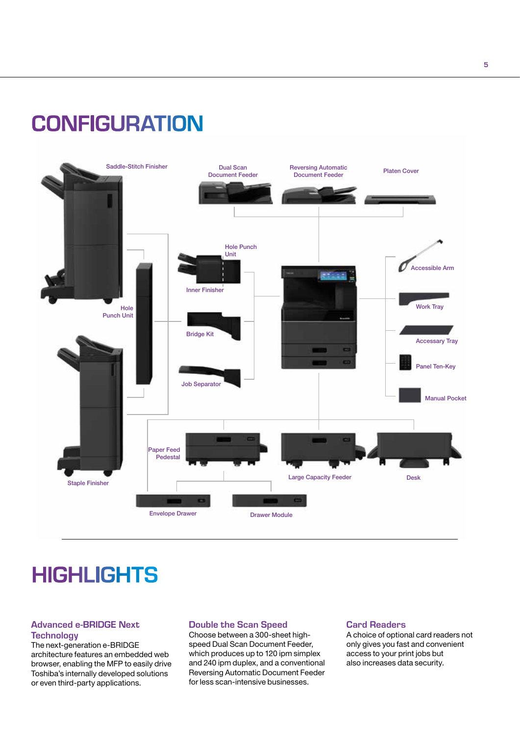# CONFIGURATION

Saddle-Stitch Finisher

Dual Scan Document Feeder

Reversing Automatic Document Feeder

Platen Cover

Hole Punch Unit

Inner Finisher

Accessible Arm

Hole Punch Unit

Bridge Kit

Work Tray

Accessary Tray

Panel Ten-Key

Job Separator

Manual Pocket

Paper Feed Pedestal

Large Capacity Feeder

Desk

Staple Finisher

Envelope Drawer

Drawer Module

# HIGHLIGHTS

### Advanced e-BRIDGE Next Technology

The next-generation e-BRIDGE architecture features an embedded web browser, enabling the MFP to easily drive Toshiba's internally developed solutions or even third-party applications.

### Double the Scan Speed

Choose between a 300-sheet high-speed Dual Scan Document Feeder, which produces up to 120 ipm simplex and 240 ipm duplex, and a conventional Reversing Automatic Document Feeder for less scan-intensive businesses.

### Card Readers

A choice of optional card readers not only gives you fast and convenient access to your print jobs but also increases data security.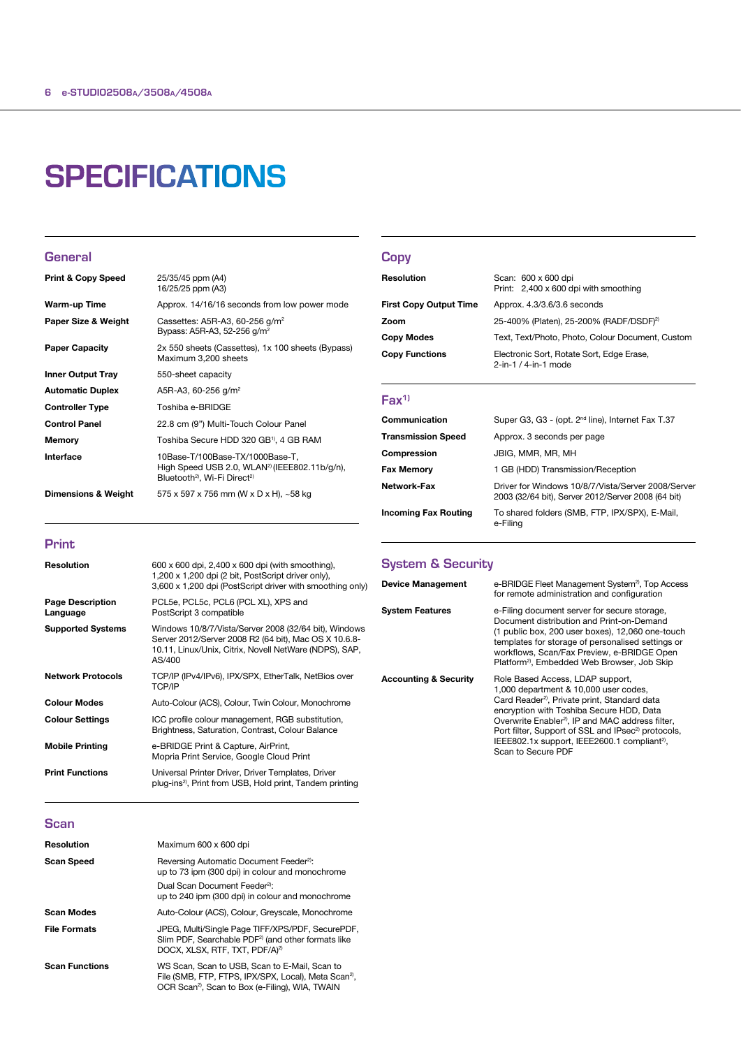# SPECIFICATIONS

## General

| | |
|---|---|
| **Print & Copy Speed** | 25/35/45 ppm (A4)<br>16/25/25 ppm (A3) |
| **Warm-up Time** | Approx. 14/16/16 seconds from low power mode |
| **Paper Size & Weight** | Cassettes: A5R-A3, 60-256 g/m²<br>Bypass: A5R-A3, 52-256 g/m² |
| **Paper Capacity** | 2x 550 sheets (Cassettes), 1x 100 sheets (Bypass)<br>Maximum 3,200 sheets |
| **Inner Output Tray** | 550-sheet capacity |
| **Automatic Duplex** | A5R-A3, 60-256 g/m² |
| **Controller Type** | Toshiba e-BRIDGE |
| **Control Panel** | 22.8 cm (9") Multi-Touch Colour Panel |
| **Memory** | Toshiba Secure HDD 320 GB[1], 4 GB RAM |
| **Interface** | 10Base-T/100Base-TX/1000Base-T,<br>High Speed USB 2.0, WLAN[2] (IEEE802.11b/g/n),<br>Bluetooth[2], Wi-Fi Direct[2] |
| **Dimensions & Weight** | 575 x 597 x 756 mm (W x D x H), ~58 kg |

## Print

| | |
|---|---|
| **Resolution** | 600 x 600 dpi, 2,400 x 600 dpi (with smoothing),<br>1,200 x 1,200 dpi (2 bit, PostScript driver only),<br>3,600 x 1,200 dpi (PostScript driver with smoothing only) |
| **Page Description Language** | PCL5e, PCL5c, PCL6 (PCL XL), XPS and<br>PostScript 3 compatible |
| **Supported Systems** | Windows 10/8/7/Vista/Server 2008 (32/64 bit), Windows Server 2012/Server 2008 R2 (64 bit), Mac OS X 10.6.8-10.11, Linux/Unix, Citrix, Novell NetWare (NDPS), SAP, AS/400 |
| **Network Protocols** | TCP/IP (IPv4/IPv6), IPX/SPX, EtherTalk, NetBios over TCP/IP |
| **Colour Modes** | Auto-Colour (ACS), Colour, Twin Colour, Monochrome |
| **Colour Settings** | ICC profile colour management, RGB substitution,<br>Brightness, Saturation, Contrast, Colour Balance |
| **Mobile Printing** | e-BRIDGE Print & Capture, AirPrint,<br>Mopria Print Service, Google Cloud Print |
| **Print Functions** | Universal Printer Driver, Driver Templates, Driver plug-ins[2], Print from USB, Hold print, Tandem printing |

## Scan

| | |
|---|---|
| **Resolution** | Maximum 600 x 600 dpi |
| **Scan Speed** | Reversing Automatic Document Feeder[2]:<br>up to 73 ipm (300 dpi) in colour and monochrome<br>Dual Scan Document Feeder[2]:<br>up to 240 ipm (300 dpi) in colour and monochrome |
| **Scan Modes** | Auto-Colour (ACS), Colour, Greyscale, Monochrome |
| **File Formats** | JPEG, Multi/Single Page TIFF/XPS/PDF, SecurePDF, Slim PDF, Searchable PDF[2] (and other formats like DOCX, XLSX, RTF, TXT, PDF/A)[2] |
| **Scan Functions** | WS Scan, Scan to USB, Scan to E-Mail, Scan to File (SMB, FTP, FTPS, IPX/SPX, Local), Meta Scan[2], OCR Scan[2], Scan to Box (e-Filing), WIA, TWAIN |

## Copy

| | |
|---|---|
| **Resolution** | Scan: 600 x 600 dpi<br>Print: 2,400 x 600 dpi with smoothing |
| **First Copy Output Time** | Approx. 4.3/3.6/3.6 seconds |
| **Zoom** | 25-400% (Platen), 25-200% (RADF/DSDF)[2] |
| **Copy Modes** | Text, Text/Photo, Photo, Colour Document, Custom |
| **Copy Functions** | Electronic Sort, Rotate Sort, Edge Erase,<br>2-in-1 / 4-in-1 mode |

## Fax[1]

| | |
|---|---|
| **Communication** | Super G3, G3 - (opt. 2nd line), Internet Fax T.37 |
| **Transmission Speed** | Approx. 3 seconds per page |
| **Compression** | JBIG, MMR, MR, MH |
| **Fax Memory** | 1 GB (HDD) Transmission/Reception |
| **Network-Fax** | Driver for Windows 10/8/7/Vista/Server 2008/Server 2003 (32/64 bit), Server 2012/Server 2008 (64 bit) |
| **Incoming Fax Routing** | To shared folders (SMB, FTP, IPX/SPX), E-Mail, e-Filing |

## System & Security

| | |
|---|---|
| **Device Management** | e-BRIDGE Fleet Management System[2], Top Access for remote administration and configuration |
| **System Features** | e-Filing document server for secure storage, Document distribution and Print-on-Demand (1 public box, 200 user boxes), 12,060 one-touch templates for storage of personalised settings or workflows, Scan/Fax Preview, e-BRIDGE Open Platform[2], Embedded Web Browser, Job Skip |
| **Accounting & Security** | Role Based Access, LDAP support, 1,000 department & 10,000 user codes, Card Reader[2], Private print, Standard data encryption with Toshiba Secure HDD, Data Overwrite Enabler[2], IP and MAC address filter, Port filter, Support of SSL and IPsec[2] protocols, IEEE802.1x support, IEEE2600.1 compliant[2], Scan to Secure PDF |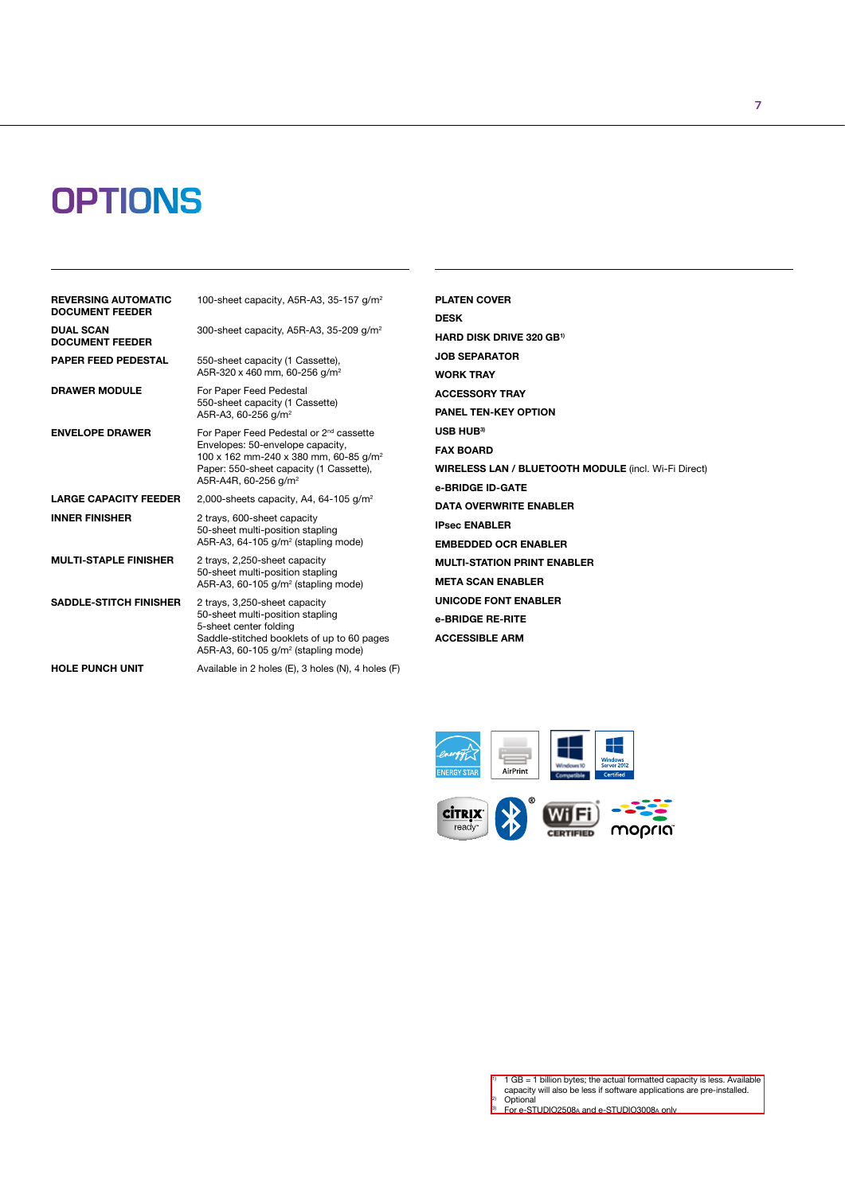# OPTIONS

| | |
|---|---|
| **REVERSING AUTOMATIC DOCUMENT FEEDER** | 100-sheet capacity, A5R-A3, 35-157 g/m² |
| **DUAL SCAN DOCUMENT FEEDER** | 300-sheet capacity, A5R-A3, 35-209 g/m² |
| **PAPER FEED PEDESTAL** | 550-sheet capacity (1 Cassette), A5R-320 x 460 mm, 60-256 g/m² |
| **DRAWER MODULE** | For Paper Feed Pedestal<br>550-sheet capacity (1 Cassette)<br>A5R-A3, 60-256 g/m² |
| **ENVELOPE DRAWER** | For Paper Feed Pedestal or 2nd cassette<br>Envelopes: 50-envelope capacity, 100 x 162 mm-240 x 380 mm, 60-85 g/m²<br>Paper: 550-sheet capacity (1 Cassette), A5R-A4R, 60-256 g/m² |
| **LARGE CAPACITY FEEDER** | 2,000-sheets capacity, A4, 64-105 g/m² |
| **INNER FINISHER** | 2 trays, 600-sheet capacity<br>50-sheet multi-position stapling<br>A5R-A3, 64-105 g/m² (stapling mode) |
| **MULTI-STAPLE FINISHER** | 2 trays, 2,250-sheet capacity<br>50-sheet multi-position stapling<br>A5R-A3, 60-105 g/m² (stapling mode) |
| **SADDLE-STITCH FINISHER** | 2 trays, 3,250-sheet capacity<br>50-sheet multi-position stapling<br>5-sheet center folding<br>Saddle-stitched booklets of up to 60 pages<br>A5R-A3, 60-105 g/m² (stapling mode) |
| **HOLE PUNCH UNIT** | Available in 2 holes (E), 3 holes (N), 4 holes (F) |

**PLATEN COVER**

**DESK**

**HARD DISK DRIVE 320 GB**[1]

**JOB SEPARATOR**

**WORK TRAY**

**ACCESSORY TRAY**

**PANEL TEN-KEY OPTION**

**USB HUB**[3]

**FAX BOARD**

**WIRELESS LAN / BLUETOOTH MODULE** (incl. Wi-Fi Direct)

**e-BRIDGE ID-GATE**

**DATA OVERWRITE ENABLER**

**IPsec ENABLER**

**EMBEDDED OCR ENABLER**

**MULTI-STATION PRINT ENABLER**

**META SCAN ENABLER**

**UNICODE FONT ENABLER**

**e-BRIDGE RE-RITE**

**ACCESSIBLE ARM**

[1] 1 GB = 1 billion bytes; the actual formatted capacity is less. Available capacity will also be less if software applications are pre-installed.
[2] Optional
[3] For e-STUDIO2508A and e-STUDIO3008A only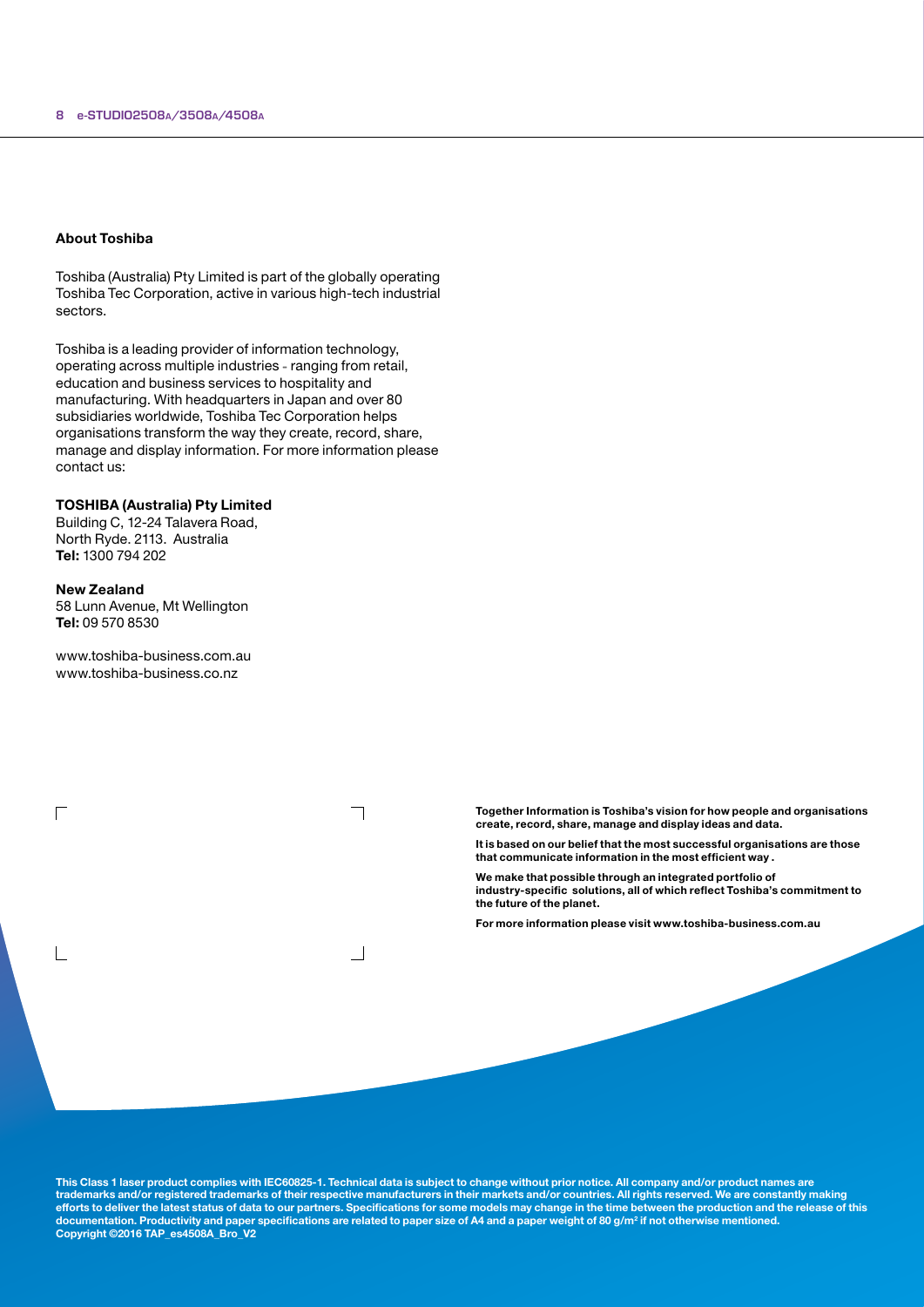## About Toshiba

Toshiba (Australia) Pty Limited is part of the globally operating Toshiba Tec Corporation, active in various high-tech industrial sectors.

Toshiba is a leading provider of information technology, operating across multiple industries - ranging from retail, education and business services to hospitality and manufacturing. With headquarters in Japan and over 80 subsidiaries worldwide, Toshiba Tec Corporation helps organisations transform the way they create, record, share, manage and display information. For more information please contact us:

**TOSHIBA (Australia) Pty Limited**
Building C, 12-24 Talavera Road,
North Ryde. 2113. Australia
**Tel:** 1300 794 202

**New Zealand**
58 Lunn Avenue, Mt Wellington
**Tel:** 09 570 8530

www.toshiba-business.com.au
www.toshiba-business.co.nz

**Together Information is Toshiba's vision for how people and organisations create, record, share, manage and display ideas and data.**

**It is based on our belief that the most successful organisations are those that communicate information in the most efficient way .**

**We make that possible through an integrated portfolio of industry-specific solutions, all of which reflect Toshiba's commitment to the future of the planet.**

**For more information please visit www.toshiba-business.com.au**

**This Class 1 laser product complies with IEC60825-1. Technical data is subject to change without prior notice. All company and/or product names are trademarks and/or registered trademarks of their respective manufacturers in their markets and/or countries. All rights reserved. We are constantly making efforts to deliver the latest status of data to our partners. Specifications for some models may change in the time between the production and the release of this documentation. Productivity and paper specifications are related to paper size of A4 and a paper weight of 80 g/m² if not otherwise mentioned.**
**Copyright ©2016 TAP_es4508A_Bro_V2**